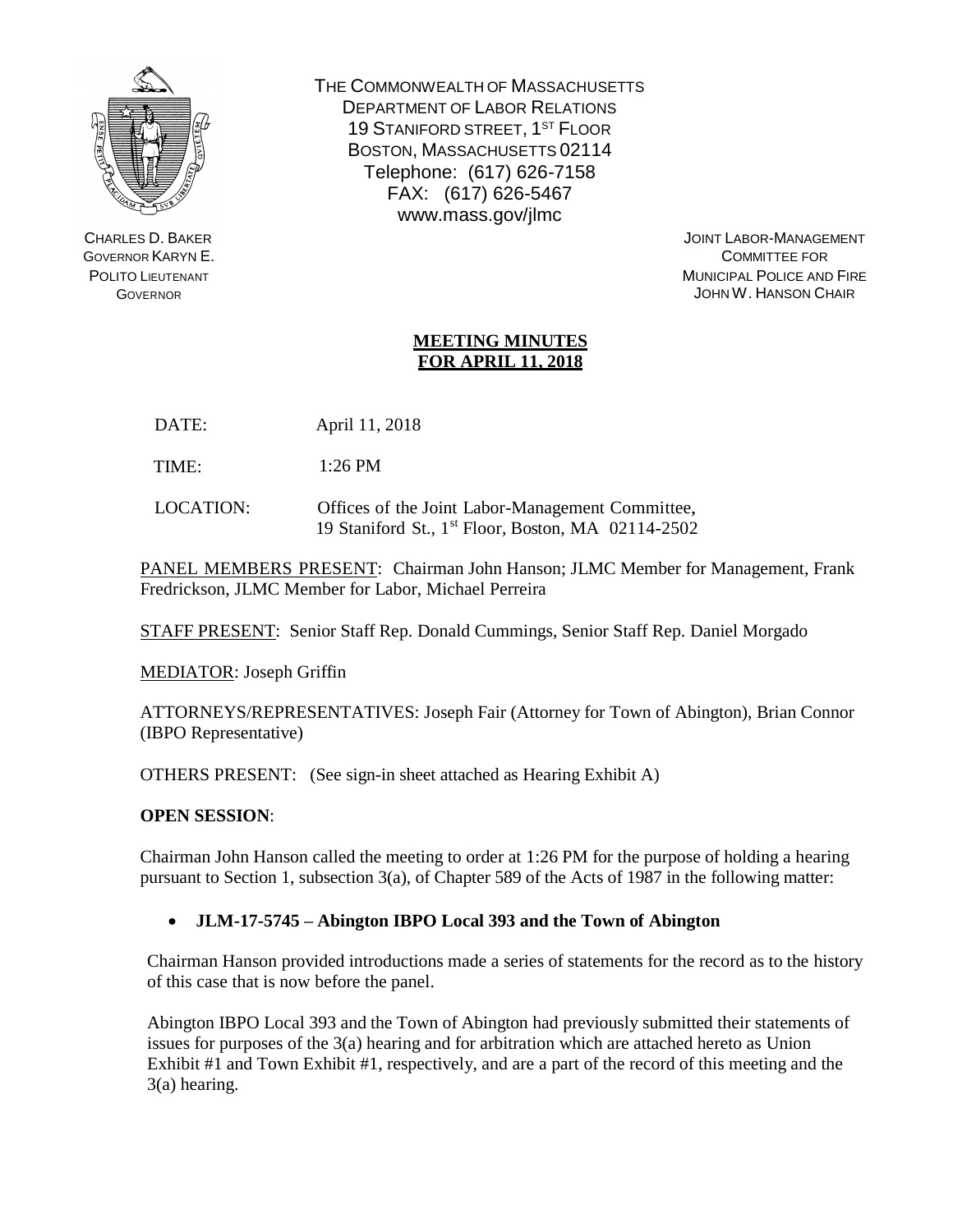THE COMMONWEALTH OF MASSACHUSETTS
DEPARTMENT OF LABOR RELATIONS
19 STANIFORD STREET, 1ST FLOOR
BOSTON, MASSACHUSETTS 02114
Telephone: (617) 626-7158
FAX: (617) 626-5467
www.mass.gov/jlmc

CHARLES D. BAKER
GOVERNOR KARYN E. POLITO LIEUTENANT GOVERNOR

JOINT LABOR-MANAGEMENT COMMITTEE FOR MUNICIPAL POLICE AND FIRE
JOHN W. HANSON CHAIR

## MEETING MINUTES FOR APRIL 11, 2018

DATE: April 11, 2018

TIME: 1:26 PM

LOCATION: Offices of the Joint Labor-Management Committee, 19 Staniford St., 1st Floor, Boston, MA 02114-2502

PANEL MEMBERS PRESENT: Chairman John Hanson; JLMC Member for Management, Frank Fredrickson, JLMC Member for Labor, Michael Perreira

STAFF PRESENT: Senior Staff Rep. Donald Cummings, Senior Staff Rep. Daniel Morgado

MEDIATOR: Joseph Griffin

ATTORNEYS/REPRESENTATIVES: Joseph Fair (Attorney for Town of Abington), Brian Connor (IBPO Representative)

OTHERS PRESENT: (See sign-in sheet attached as Hearing Exhibit A)

**OPEN SESSION**:

Chairman John Hanson called the meeting to order at 1:26 PM for the purpose of holding a hearing pursuant to Section 1, subsection 3(a), of Chapter 589 of the Acts of 1987 in the following matter:

- **JLM-17-5745 – Abington IBPO Local 393 and the Town of Abington**

Chairman Hanson provided introductions made a series of statements for the record as to the history of this case that is now before the panel.

Abington IBPO Local 393 and the Town of Abington had previously submitted their statements of issues for purposes of the 3(a) hearing and for arbitration which are attached hereto as Union Exhibit #1 and Town Exhibit #1, respectively, and are a part of the record of this meeting and the 3(a) hearing.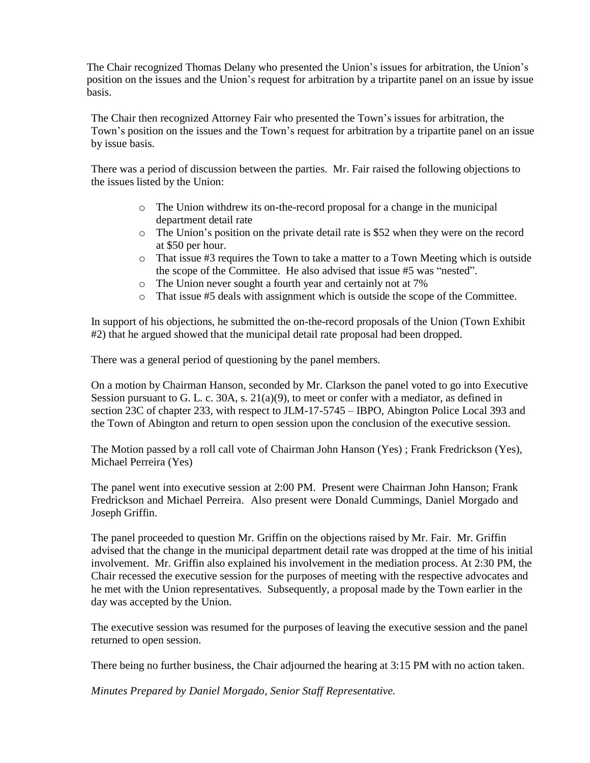The Chair recognized Thomas Delany who presented the Union's issues for arbitration, the Union's position on the issues and the Union's request for arbitration by a tripartite panel on an issue by issue basis.

The Chair then recognized Attorney Fair who presented the Town's issues for arbitration, the Town's position on the issues and the Town's request for arbitration by a tripartite panel on an issue by issue basis.

There was a period of discussion between the parties. Mr. Fair raised the following objections to the issues listed by the Union:

- The Union withdrew its on-the-record proposal for a change in the municipal department detail rate
- The Union's position on the private detail rate is $52 when they were on the record at $50 per hour.
- That issue #3 requires the Town to take a matter to a Town Meeting which is outside the scope of the Committee. He also advised that issue #5 was "nested".
- The Union never sought a fourth year and certainly not at 7%
- That issue #5 deals with assignment which is outside the scope of the Committee.

In support of his objections, he submitted the on-the-record proposals of the Union (Town Exhibit #2) that he argued showed that the municipal detail rate proposal had been dropped.

There was a general period of questioning by the panel members.

On a motion by Chairman Hanson, seconded by Mr. Clarkson the panel voted to go into Executive Session pursuant to G. L. c. 30A, s. 21(a)(9), to meet or confer with a mediator, as defined in section 23C of chapter 233, with respect to JLM-17-5745 – IBPO, Abington Police Local 393 and the Town of Abington and return to open session upon the conclusion of the executive session.

The Motion passed by a roll call vote of Chairman John Hanson (Yes) ; Frank Fredrickson (Yes), Michael Perreira (Yes)

The panel went into executive session at 2:00 PM. Present were Chairman John Hanson; Frank Fredrickson and Michael Perreira. Also present were Donald Cummings, Daniel Morgado and Joseph Griffin.

The panel proceeded to question Mr. Griffin on the objections raised by Mr. Fair. Mr. Griffin advised that the change in the municipal department detail rate was dropped at the time of his initial involvement. Mr. Griffin also explained his involvement in the mediation process. At 2:30 PM, the Chair recessed the executive session for the purposes of meeting with the respective advocates and he met with the Union representatives. Subsequently, a proposal made by the Town earlier in the day was accepted by the Union.

The executive session was resumed for the purposes of leaving the executive session and the panel returned to open session.

There being no further business, the Chair adjourned the hearing at 3:15 PM with no action taken.

*Minutes Prepared by Daniel Morgado, Senior Staff Representative.*